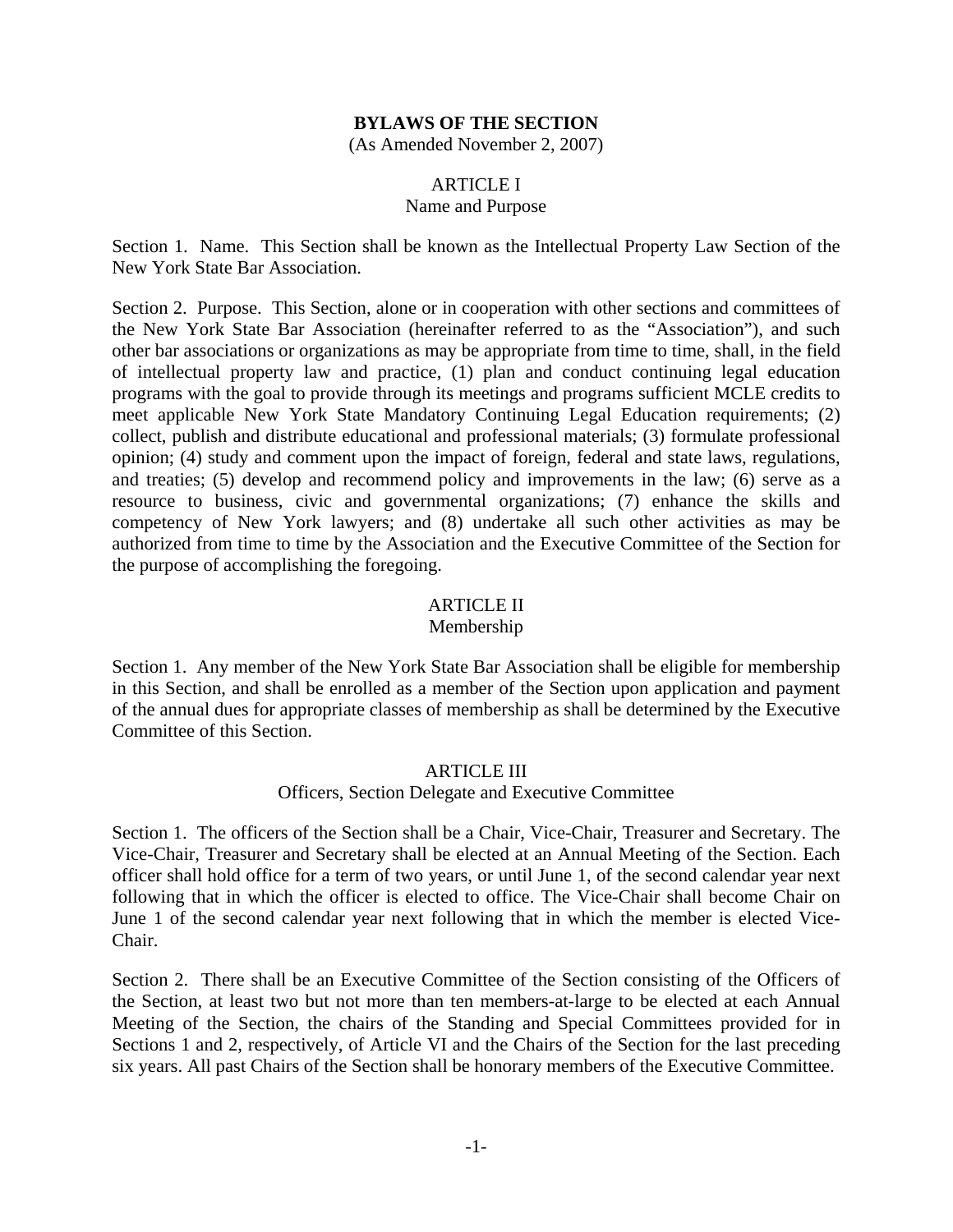# BYLAWS OF THE SECTION

(As Amended November 2, 2007)

## ARTICLE I
Name and Purpose

Section 1. Name. This Section shall be known as the Intellectual Property Law Section of the New York State Bar Association.

Section 2. Purpose. This Section, alone or in cooperation with other sections and committees of the New York State Bar Association (hereinafter referred to as the "Association"), and such other bar associations or organizations as may be appropriate from time to time, shall, in the field of intellectual property law and practice, (1) plan and conduct continuing legal education programs with the goal to provide through its meetings and programs sufficient MCLE credits to meet applicable New York State Mandatory Continuing Legal Education requirements; (2) collect, publish and distribute educational and professional materials; (3) formulate professional opinion; (4) study and comment upon the impact of foreign, federal and state laws, regulations, and treaties; (5) develop and recommend policy and improvements in the law; (6) serve as a resource to business, civic and governmental organizations; (7) enhance the skills and competency of New York lawyers; and (8) undertake all such other activities as may be authorized from time to time by the Association and the Executive Committee of the Section for the purpose of accomplishing the foregoing.

## ARTICLE II
Membership

Section 1. Any member of the New York State Bar Association shall be eligible for membership in this Section, and shall be enrolled as a member of the Section upon application and payment of the annual dues for appropriate classes of membership as shall be determined by the Executive Committee of this Section.

## ARTICLE III
Officers, Section Delegate and Executive Committee

Section 1. The officers of the Section shall be a Chair, Vice-Chair, Treasurer and Secretary. The Vice-Chair, Treasurer and Secretary shall be elected at an Annual Meeting of the Section. Each officer shall hold office for a term of two years, or until June 1, of the second calendar year next following that in which the officer is elected to office. The Vice-Chair shall become Chair on June 1 of the second calendar year next following that in which the member is elected Vice-Chair.

Section 2. There shall be an Executive Committee of the Section consisting of the Officers of the Section, at least two but not more than ten members-at-large to be elected at each Annual Meeting of the Section, the chairs of the Standing and Special Committees provided for in Sections 1 and 2, respectively, of Article VI and the Chairs of the Section for the last preceding six years. All past Chairs of the Section shall be honorary members of the Executive Committee.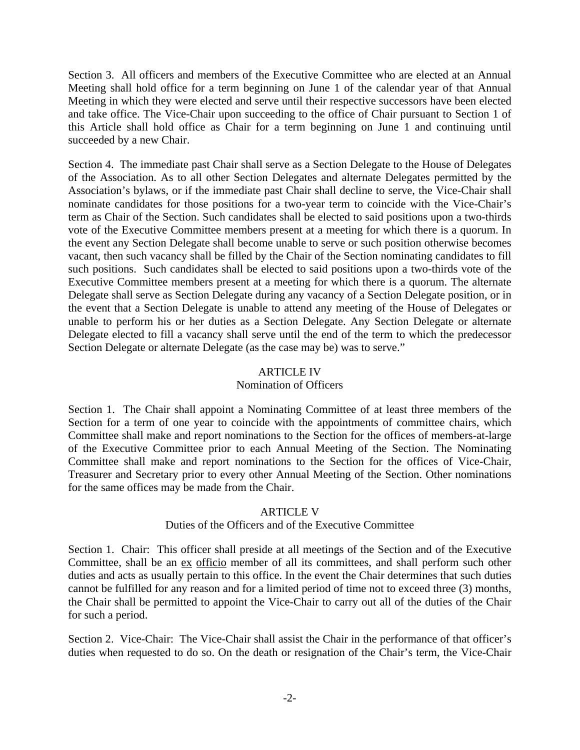Section 3. All officers and members of the Executive Committee who are elected at an Annual Meeting shall hold office for a term beginning on June 1 of the calendar year of that Annual Meeting in which they were elected and serve until their respective successors have been elected and take office. The Vice-Chair upon succeeding to the office of Chair pursuant to Section 1 of this Article shall hold office as Chair for a term beginning on June 1 and continuing until succeeded by a new Chair.

Section 4. The immediate past Chair shall serve as a Section Delegate to the House of Delegates of the Association. As to all other Section Delegates and alternate Delegates permitted by the Association's bylaws, or if the immediate past Chair shall decline to serve, the Vice-Chair shall nominate candidates for those positions for a two-year term to coincide with the Vice-Chair's term as Chair of the Section. Such candidates shall be elected to said positions upon a two-thirds vote of the Executive Committee members present at a meeting for which there is a quorum. In the event any Section Delegate shall become unable to serve or such position otherwise becomes vacant, then such vacancy shall be filled by the Chair of the Section nominating candidates to fill such positions. Such candidates shall be elected to said positions upon a two-thirds vote of the Executive Committee members present at a meeting for which there is a quorum. The alternate Delegate shall serve as Section Delegate during any vacancy of a Section Delegate position, or in the event that a Section Delegate is unable to attend any meeting of the House of Delegates or unable to perform his or her duties as a Section Delegate. Any Section Delegate or alternate Delegate elected to fill a vacancy shall serve until the end of the term to which the predecessor Section Delegate or alternate Delegate (as the case may be) was to serve."

## ARTICLE IV
### Nomination of Officers

Section 1. The Chair shall appoint a Nominating Committee of at least three members of the Section for a term of one year to coincide with the appointments of committee chairs, which Committee shall make and report nominations to the Section for the offices of members-at-large of the Executive Committee prior to each Annual Meeting of the Section. The Nominating Committee shall make and report nominations to the Section for the offices of Vice-Chair, Treasurer and Secretary prior to every other Annual Meeting of the Section. Other nominations for the same offices may be made from the Chair.

## ARTICLE V
### Duties of the Officers and of the Executive Committee

Section 1. Chair: This officer shall preside at all meetings of the Section and of the Executive Committee, shall be an ex officio member of all its committees, and shall perform such other duties and acts as usually pertain to this office. In the event the Chair determines that such duties cannot be fulfilled for any reason and for a limited period of time not to exceed three (3) months, the Chair shall be permitted to appoint the Vice-Chair to carry out all of the duties of the Chair for such a period.

Section 2. Vice-Chair: The Vice-Chair shall assist the Chair in the performance of that officer's duties when requested to do so. On the death or resignation of the Chair's term, the Vice-Chair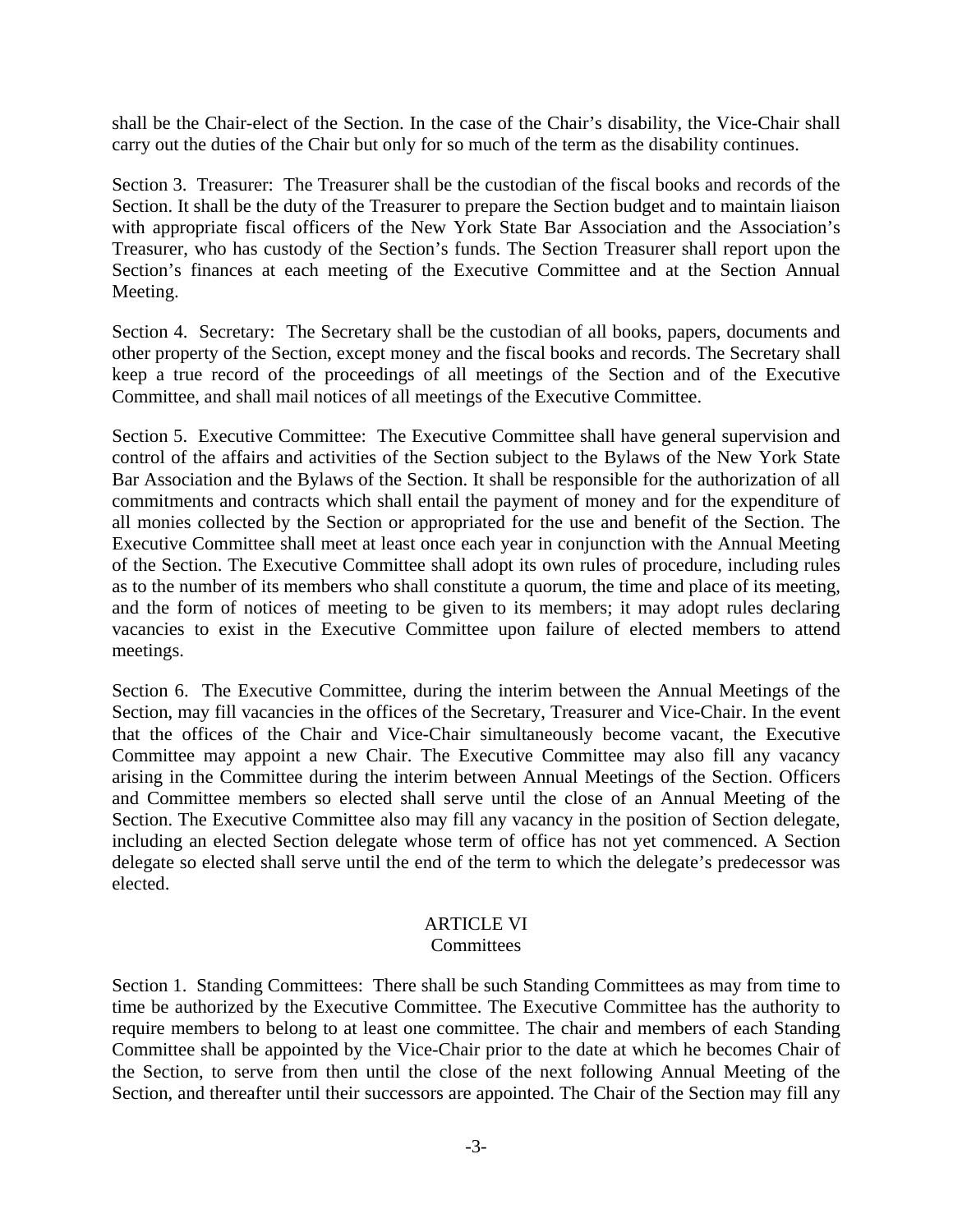shall be the Chair-elect of the Section. In the case of the Chair's disability, the Vice-Chair shall carry out the duties of the Chair but only for so much of the term as the disability continues.

Section 3. Treasurer: The Treasurer shall be the custodian of the fiscal books and records of the Section. It shall be the duty of the Treasurer to prepare the Section budget and to maintain liaison with appropriate fiscal officers of the New York State Bar Association and the Association's Treasurer, who has custody of the Section's funds. The Section Treasurer shall report upon the Section's finances at each meeting of the Executive Committee and at the Section Annual Meeting.

Section 4. Secretary: The Secretary shall be the custodian of all books, papers, documents and other property of the Section, except money and the fiscal books and records. The Secretary shall keep a true record of the proceedings of all meetings of the Section and of the Executive Committee, and shall mail notices of all meetings of the Executive Committee.

Section 5. Executive Committee: The Executive Committee shall have general supervision and control of the affairs and activities of the Section subject to the Bylaws of the New York State Bar Association and the Bylaws of the Section. It shall be responsible for the authorization of all commitments and contracts which shall entail the payment of money and for the expenditure of all monies collected by the Section or appropriated for the use and benefit of the Section. The Executive Committee shall meet at least once each year in conjunction with the Annual Meeting of the Section. The Executive Committee shall adopt its own rules of procedure, including rules as to the number of its members who shall constitute a quorum, the time and place of its meeting, and the form of notices of meeting to be given to its members; it may adopt rules declaring vacancies to exist in the Executive Committee upon failure of elected members to attend meetings.

Section 6. The Executive Committee, during the interim between the Annual Meetings of the Section, may fill vacancies in the offices of the Secretary, Treasurer and Vice-Chair. In the event that the offices of the Chair and Vice-Chair simultaneously become vacant, the Executive Committee may appoint a new Chair. The Executive Committee may also fill any vacancy arising in the Committee during the interim between Annual Meetings of the Section. Officers and Committee members so elected shall serve until the close of an Annual Meeting of the Section. The Executive Committee also may fill any vacancy in the position of Section delegate, including an elected Section delegate whose term of office has not yet commenced. A Section delegate so elected shall serve until the end of the term to which the delegate's predecessor was elected.

## ARTICLE VI
### Committees

Section 1. Standing Committees: There shall be such Standing Committees as may from time to time be authorized by the Executive Committee. The Executive Committee has the authority to require members to belong to at least one committee. The chair and members of each Standing Committee shall be appointed by the Vice-Chair prior to the date at which he becomes Chair of the Section, to serve from then until the close of the next following Annual Meeting of the Section, and thereafter until their successors are appointed. The Chair of the Section may fill any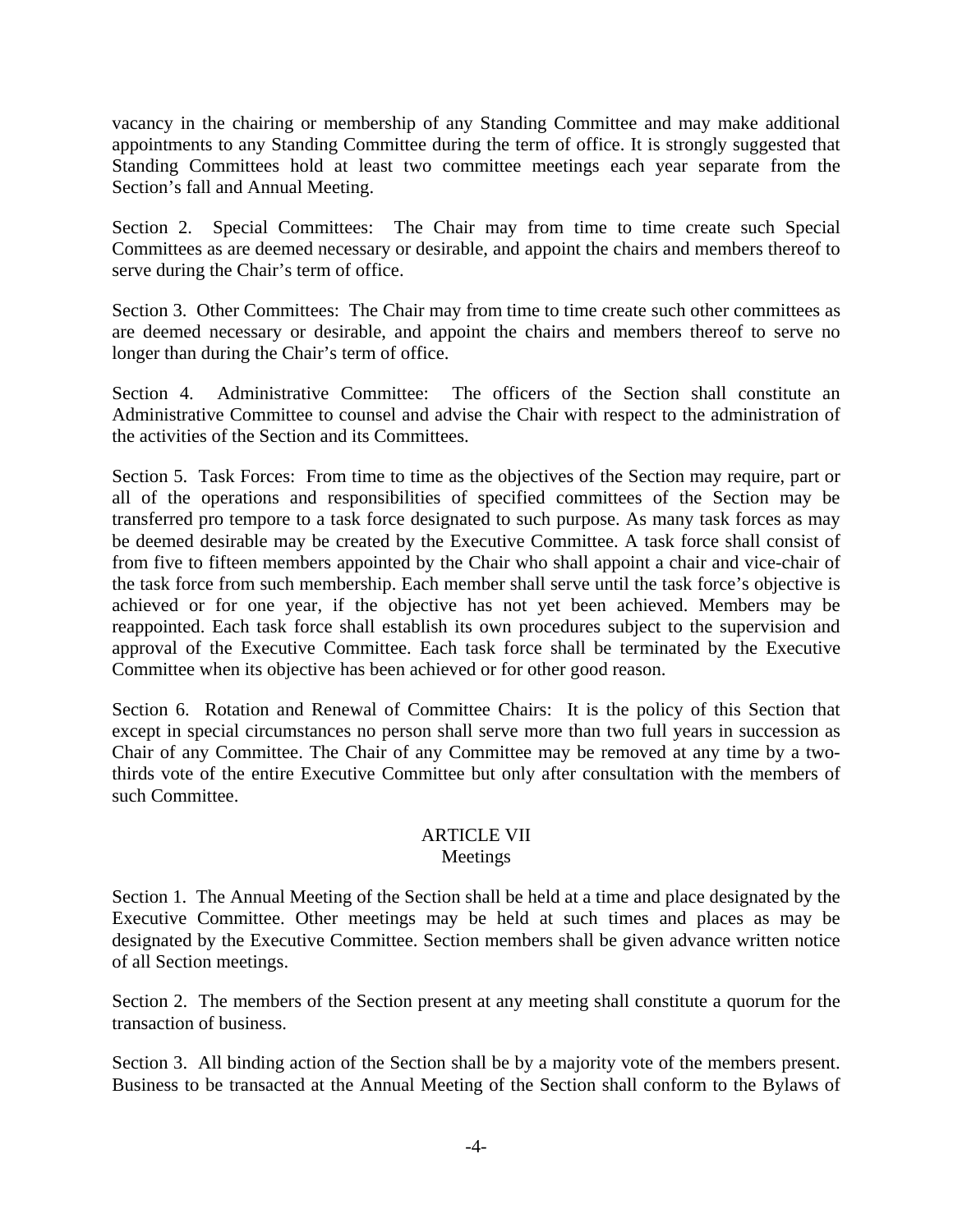vacancy in the chairing or membership of any Standing Committee and may make additional appointments to any Standing Committee during the term of office. It is strongly suggested that Standing Committees hold at least two committee meetings each year separate from the Section's fall and Annual Meeting.

Section 2. Special Committees: The Chair may from time to time create such Special Committees as are deemed necessary or desirable, and appoint the chairs and members thereof to serve during the Chair's term of office.

Section 3. Other Committees: The Chair may from time to time create such other committees as are deemed necessary or desirable, and appoint the chairs and members thereof to serve no longer than during the Chair's term of office.

Section 4. Administrative Committee: The officers of the Section shall constitute an Administrative Committee to counsel and advise the Chair with respect to the administration of the activities of the Section and its Committees.

Section 5. Task Forces: From time to time as the objectives of the Section may require, part or all of the operations and responsibilities of specified committees of the Section may be transferred pro tempore to a task force designated to such purpose. As many task forces as may be deemed desirable may be created by the Executive Committee. A task force shall consist of from five to fifteen members appointed by the Chair who shall appoint a chair and vice-chair of the task force from such membership. Each member shall serve until the task force's objective is achieved or for one year, if the objective has not yet been achieved. Members may be reappointed. Each task force shall establish its own procedures subject to the supervision and approval of the Executive Committee. Each task force shall be terminated by the Executive Committee when its objective has been achieved or for other good reason.

Section 6. Rotation and Renewal of Committee Chairs: It is the policy of this Section that except in special circumstances no person shall serve more than two full years in succession as Chair of any Committee. The Chair of any Committee may be removed at any time by a two-thirds vote of the entire Executive Committee but only after consultation with the members of such Committee.

## ARTICLE VII
### Meetings

Section 1. The Annual Meeting of the Section shall be held at a time and place designated by the Executive Committee. Other meetings may be held at such times and places as may be designated by the Executive Committee. Section members shall be given advance written notice of all Section meetings.

Section 2. The members of the Section present at any meeting shall constitute a quorum for the transaction of business.

Section 3. All binding action of the Section shall be by a majority vote of the members present. Business to be transacted at the Annual Meeting of the Section shall conform to the Bylaws of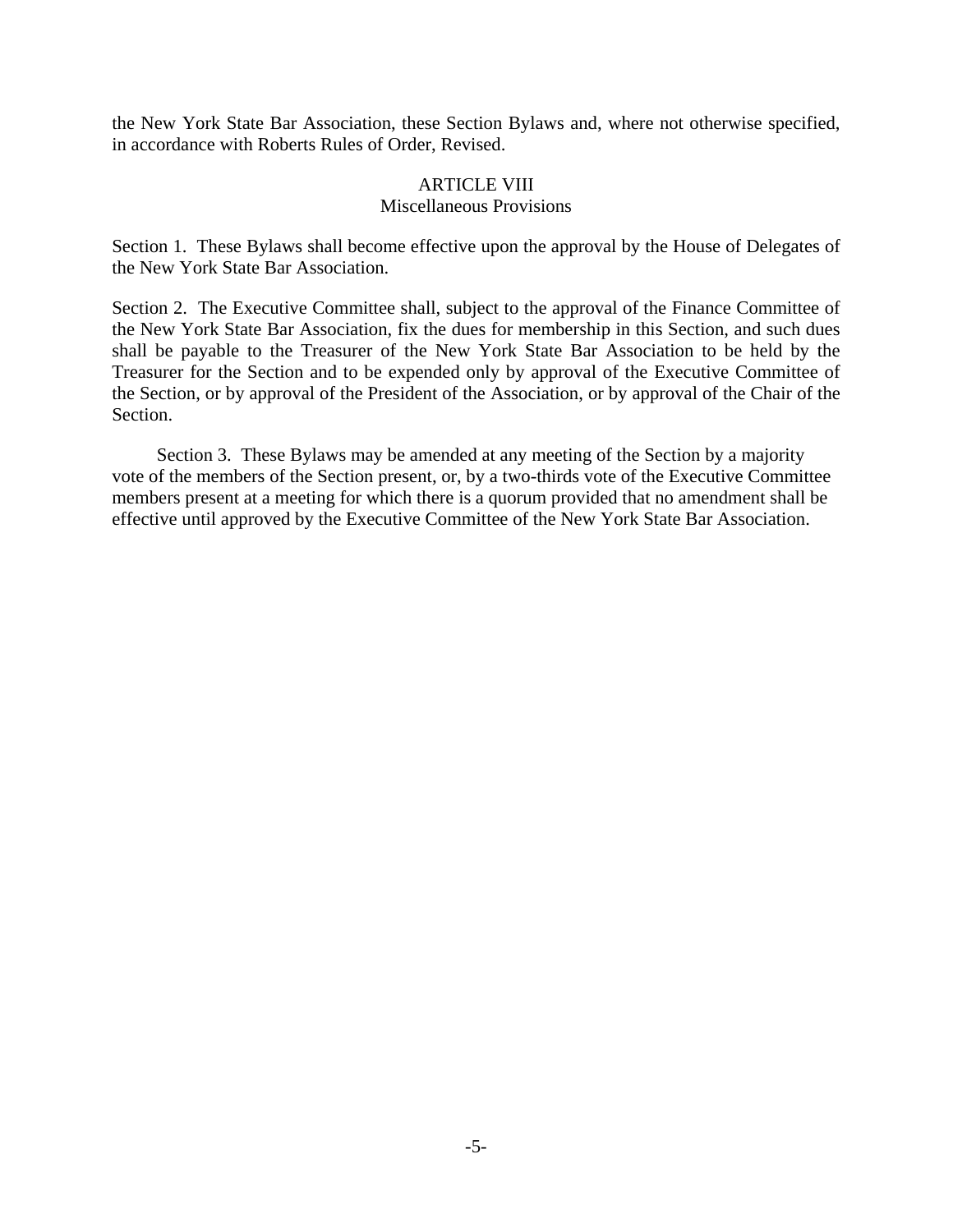the New York State Bar Association, these Section Bylaws and, where not otherwise specified, in accordance with Roberts Rules of Order, Revised.

## ARTICLE VIII
### Miscellaneous Provisions

Section 1. These Bylaws shall become effective upon the approval by the House of Delegates of the New York State Bar Association.

Section 2. The Executive Committee shall, subject to the approval of the Finance Committee of the New York State Bar Association, fix the dues for membership in this Section, and such dues shall be payable to the Treasurer of the New York State Bar Association to be held by the Treasurer for the Section and to be expended only by approval of the Executive Committee of the Section, or by approval of the President of the Association, or by approval of the Chair of the Section.

Section 3. These Bylaws may be amended at any meeting of the Section by a majority vote of the members of the Section present, or, by a two-thirds vote of the Executive Committee members present at a meeting for which there is a quorum provided that no amendment shall be effective until approved by the Executive Committee of the New York State Bar Association.